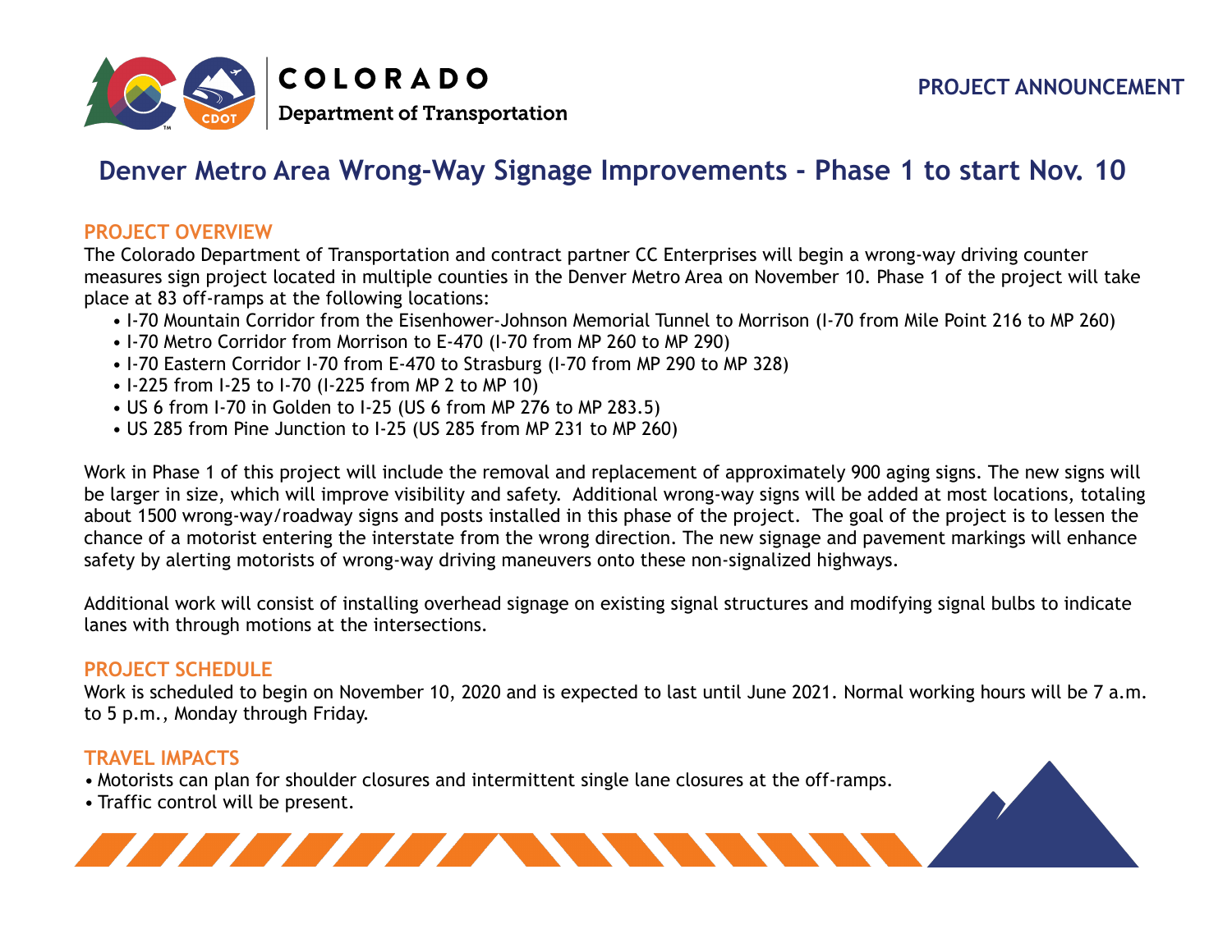COLORADO
Department of Transportation

PROJECT ANNOUNCEMENT

# Denver Metro Area Wrong-Way Signage Improvements - Phase 1 to start Nov. 10

## PROJECT OVERVIEW

The Colorado Department of Transportation and contract partner CC Enterprises will begin a wrong-way driving counter measures sign project located in multiple counties in the Denver Metro Area on November 10. Phase 1 of the project will take place at 83 off-ramps at the following locations:

- I-70 Mountain Corridor from the Eisenhower-Johnson Memorial Tunnel to Morrison (I-70 from Mile Point 216 to MP 260)
- I-70 Metro Corridor from Morrison to E-470 (I-70 from MP 260 to MP 290)
- I-70 Eastern Corridor I-70 from E-470 to Strasburg (I-70 from MP 290 to MP 328)
- I-225 from I-25 to I-70 (I-225 from MP 2 to MP 10)
- US 6 from I-70 in Golden to I-25 (US 6 from MP 276 to MP 283.5)
- US 285 from Pine Junction to I-25 (US 285 from MP 231 to MP 260)

Work in Phase 1 of this project will include the removal and replacement of approximately 900 aging signs. The new signs will be larger in size, which will improve visibility and safety. Additional wrong-way signs will be added at most locations, totaling about 1500 wrong-way/roadway signs and posts installed in this phase of the project. The goal of the project is to lessen the chance of a motorist entering the interstate from the wrong direction. The new signage and pavement markings will enhance safety by alerting motorists of wrong-way driving maneuvers onto these non-signalized highways.

Additional work will consist of installing overhead signage on existing signal structures and modifying signal bulbs to indicate lanes with through motions at the intersections.

## PROJECT SCHEDULE

Work is scheduled to begin on November 10, 2020 and is expected to last until June 2021. Normal working hours will be 7 a.m. to 5 p.m., Monday through Friday.

## TRAVEL IMPACTS

- Motorists can plan for shoulder closures and intermittent single lane closures at the off-ramps.
- Traffic control will be present.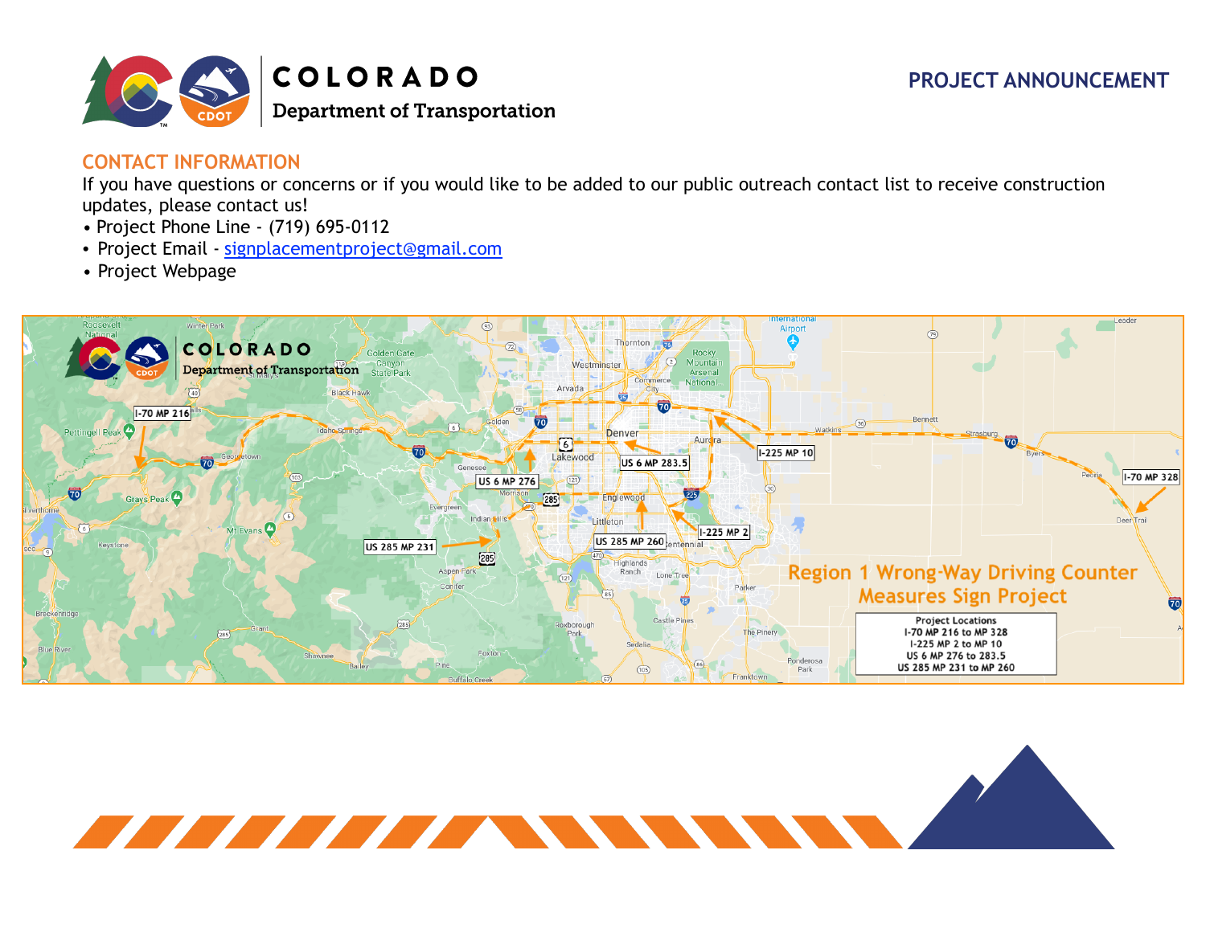## CONTACT INFORMATION

If you have questions or concerns or if you would like to be added to our public outreach contact list to receive construction updates, please contact us!

- Project Phone Line - (719) 695-0112
- Project Email - signplacementproject@gmail.com
- Project Webpage

Region 1 Wrong-Way Driving Counter Measures Sign Project

Project Locations
I-70 MP 216 to MP 328
I-225 MP 2 to MP 10
US 6 MP 276 to 283.5
US 285 MP 231 to MP 260

I-70 MP 216
US 6 MP 276
US 6 MP 283.5
I-225 MP 10
I-70 MP 328
I-225 MP 2
US 285 MP 260
US 285 MP 231